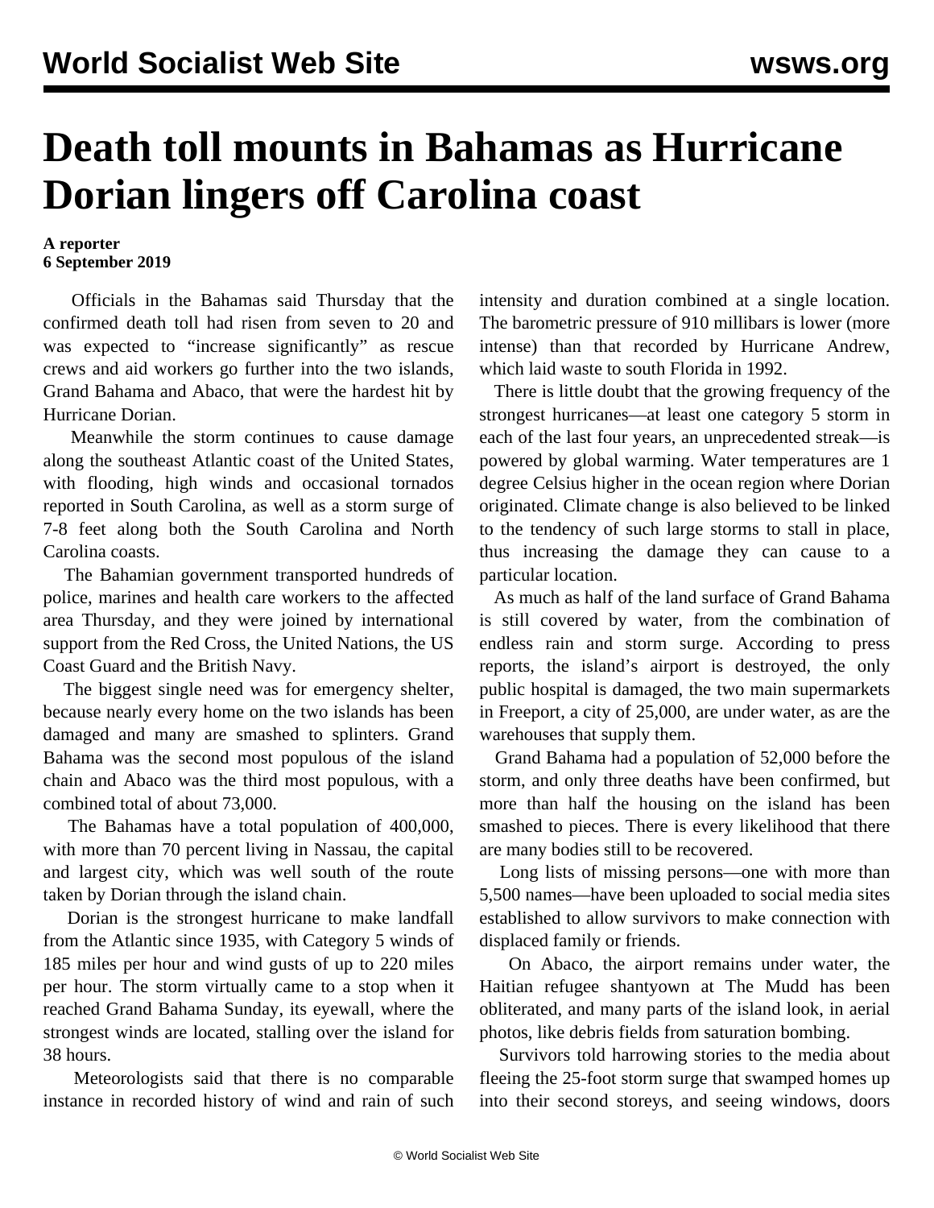# Death toll mounts in Bahamas as Hurricane Dorian lingers off Carolina coast

**A reporter**
**6 September 2019**

Officials in the Bahamas said Thursday that the confirmed death toll had risen from seven to 20 and was expected to "increase significantly" as rescue crews and aid workers go further into the two islands, Grand Bahama and Abaco, that were the hardest hit by Hurricane Dorian.

Meanwhile the storm continues to cause damage along the southeast Atlantic coast of the United States, with flooding, high winds and occasional tornados reported in South Carolina, as well as a storm surge of 7-8 feet along both the South Carolina and North Carolina coasts.

The Bahamian government transported hundreds of police, marines and health care workers to the affected area Thursday, and they were joined by international support from the Red Cross, the United Nations, the US Coast Guard and the British Navy.

The biggest single need was for emergency shelter, because nearly every home on the two islands has been damaged and many are smashed to splinters. Grand Bahama was the second most populous of the island chain and Abaco was the third most populous, with a combined total of about 73,000.

The Bahamas have a total population of 400,000, with more than 70 percent living in Nassau, the capital and largest city, which was well south of the route taken by Dorian through the island chain.

Dorian is the strongest hurricane to make landfall from the Atlantic since 1935, with Category 5 winds of 185 miles per hour and wind gusts of up to 220 miles per hour. The storm virtually came to a stop when it reached Grand Bahama Sunday, its eyewall, where the strongest winds are located, stalling over the island for 38 hours.

Meteorologists said that there is no comparable instance in recorded history of wind and rain of such intensity and duration combined at a single location. The barometric pressure of 910 millibars is lower (more intense) than that recorded by Hurricane Andrew, which laid waste to south Florida in 1992.

There is little doubt that the growing frequency of the strongest hurricanes—at least one category 5 storm in each of the last four years, an unprecedented streak—is powered by global warming. Water temperatures are 1 degree Celsius higher in the ocean region where Dorian originated. Climate change is also believed to be linked to the tendency of such large storms to stall in place, thus increasing the damage they can cause to a particular location.

As much as half of the land surface of Grand Bahama is still covered by water, from the combination of endless rain and storm surge. According to press reports, the island's airport is destroyed, the only public hospital is damaged, the two main supermarkets in Freeport, a city of 25,000, are under water, as are the warehouses that supply them.

Grand Bahama had a population of 52,000 before the storm, and only three deaths have been confirmed, but more than half the housing on the island has been smashed to pieces. There is every likelihood that there are many bodies still to be recovered.

Long lists of missing persons—one with more than 5,500 names—have been uploaded to social media sites established to allow survivors to make connection with displaced family or friends.

On Abaco, the airport remains under water, the Haitian refugee shantyown at The Mudd has been obliterated, and many parts of the island look, in aerial photos, like debris fields from saturation bombing.

Survivors told harrowing stories to the media about fleeing the 25-foot storm surge that swamped homes up into their second storeys, and seeing windows, doors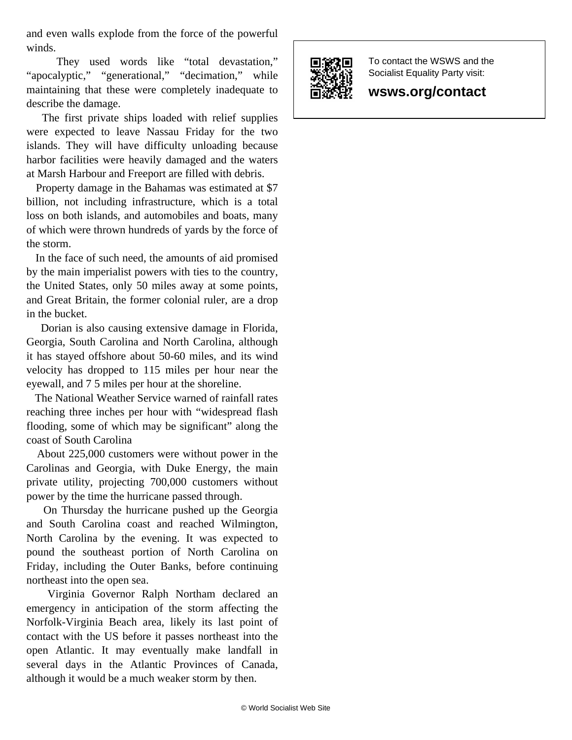and even walls explode from the force of the powerful winds.

They used words like "total devastation," "apocalyptic," "generational," "decimation," while maintaining that these were completely inadequate to describe the damage.

The first private ships loaded with relief supplies were expected to leave Nassau Friday for the two islands. They will have difficulty unloading because harbor facilities were heavily damaged and the waters at Marsh Harbour and Freeport are filled with debris.

Property damage in the Bahamas was estimated at $7 billion, not including infrastructure, which is a total loss on both islands, and automobiles and boats, many of which were thrown hundreds of yards by the force of the storm.

In the face of such need, the amounts of aid promised by the main imperialist powers with ties to the country, the United States, only 50 miles away at some points, and Great Britain, the former colonial ruler, are a drop in the bucket.

Dorian is also causing extensive damage in Florida, Georgia, South Carolina and North Carolina, although it has stayed offshore about 50-60 miles, and its wind velocity has dropped to 115 miles per hour near the eyewall, and 7 5 miles per hour at the shoreline.

The National Weather Service warned of rainfall rates reaching three inches per hour with "widespread flash flooding, some of which may be significant" along the coast of South Carolina

About 225,000 customers were without power in the Carolinas and Georgia, with Duke Energy, the main private utility, projecting 700,000 customers without power by the time the hurricane passed through.

On Thursday the hurricane pushed up the Georgia and South Carolina coast and reached Wilmington, North Carolina by the evening. It was expected to pound the southeast portion of North Carolina on Friday, including the Outer Banks, before continuing northeast into the open sea.

Virginia Governor Ralph Northam declared an emergency in anticipation of the storm affecting the Norfolk-Virginia Beach area, likely its last point of contact with the US before it passes northeast into the open Atlantic. It may eventually make landfall in several days in the Atlantic Provinces of Canada, although it would be a much weaker storm by then.

To contact the WSWS and the Socialist Equality Party visit:

**wsws.org/contact**